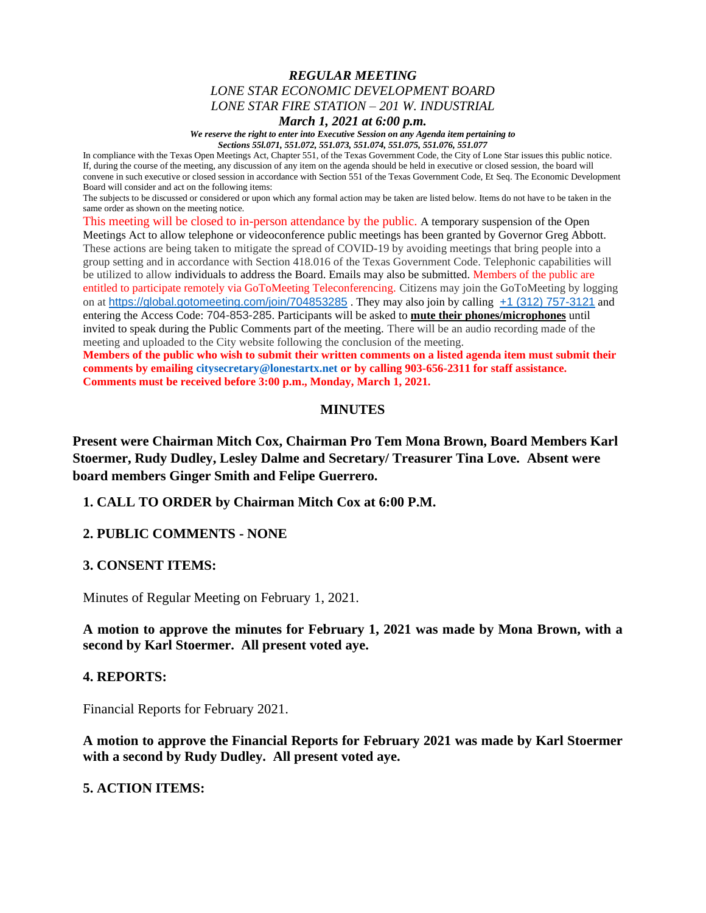# *REGULAR MEETING*

*LONE STAR ECONOMIC DEVELOPMENT BOARD*

*LONE STAR FIRE STATION – 201 W. INDUSTRIAL*

***March 1, 2021 at 6:00 p.m.***

***We reserve the right to enter into Executive Session on any Agenda item pertaining to Sections 55l.071, 551.072, 551.073, 551.074, 551.075, 551.076, 551.077***

In compliance with the Texas Open Meetings Act, Chapter 551, of the Texas Government Code, the City of Lone Star issues this public notice. If, during the course of the meeting, any discussion of any item on the agenda should be held in executive or closed session, the board will convene in such executive or closed session in accordance with Section 551 of the Texas Government Code, Et Seq. The Economic Development Board will consider and act on the following items:

The subjects to be discussed or considered or upon which any formal action may be taken are listed below. Items do not have to be taken in the same order as shown on the meeting notice.

This meeting will be closed to in-person attendance by the public. A temporary suspension of the Open Meetings Act to allow telephone or videoconference public meetings has been granted by Governor Greg Abbott. These actions are being taken to mitigate the spread of COVID-19 by avoiding meetings that bring people into a group setting and in accordance with Section 418.016 of the Texas Government Code. Telephonic capabilities will be utilized to allow individuals to address the Board. Emails may also be submitted. Members of the public are entitled to participate remotely via GoToMeeting Teleconferencing. Citizens may join the GoToMeeting by logging on at https://global.gotomeeting.com/join/704853285 . They may also join by calling +1 (312) 757-3121 and entering the Access Code: 704-853-285. Participants will be asked to **mute their phones/microphones** until invited to speak during the Public Comments part of the meeting. There will be an audio recording made of the meeting and uploaded to the City website following the conclusion of the meeting.

**Members of the public who wish to submit their written comments on a listed agenda item must submit their comments by emailing citysecretary@lonestartx.net or by calling 903-656-2311 for staff assistance. Comments must be received before 3:00 p.m., Monday, March 1, 2021.**

## MINUTES

**Present were Chairman Mitch Cox, Chairman Pro Tem Mona Brown, Board Members Karl Stoermer, Rudy Dudley, Lesley Dalme and Secretary/ Treasurer Tina Love. Absent were board members Ginger Smith and Felipe Guerrero.**

**1. CALL TO ORDER by Chairman Mitch Cox at 6:00 P.M.**

**2. PUBLIC COMMENTS - NONE**

**3. CONSENT ITEMS:**

Minutes of Regular Meeting on February 1, 2021.

**A motion to approve the minutes for February 1, 2021 was made by Mona Brown, with a second by Karl Stoermer. All present voted aye.**

**4. REPORTS:**

Financial Reports for February 2021.

**A motion to approve the Financial Reports for February 2021 was made by Karl Stoermer with a second by Rudy Dudley. All present voted aye.**

**5. ACTION ITEMS:**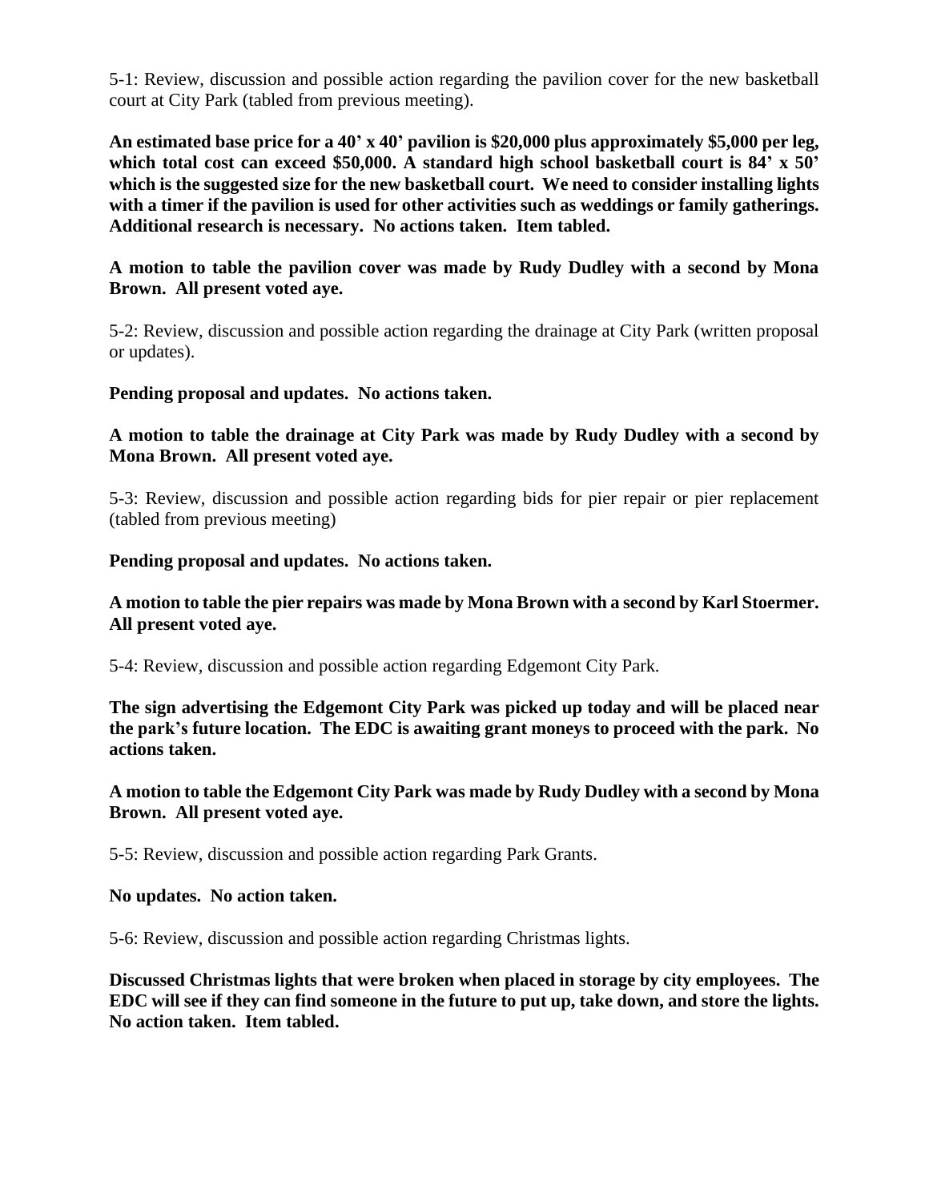5-1: Review, discussion and possible action regarding the pavilion cover for the new basketball court at City Park (tabled from previous meeting).

**An estimated base price for a 40' x 40' pavilion is $20,000 plus approximately $5,000 per leg, which total cost can exceed $50,000. A standard high school basketball court is 84' x 50' which is the suggested size for the new basketball court. We need to consider installing lights with a timer if the pavilion is used for other activities such as weddings or family gatherings. Additional research is necessary. No actions taken. Item tabled.**

**A motion to table the pavilion cover was made by Rudy Dudley with a second by Mona Brown. All present voted aye.**

5-2: Review, discussion and possible action regarding the drainage at City Park (written proposal or updates).

**Pending proposal and updates. No actions taken.**

**A motion to table the drainage at City Park was made by Rudy Dudley with a second by Mona Brown. All present voted aye.**

5-3: Review, discussion and possible action regarding bids for pier repair or pier replacement (tabled from previous meeting)

**Pending proposal and updates. No actions taken.**

**A motion to table the pier repairs was made by Mona Brown with a second by Karl Stoermer. All present voted aye.**

5-4: Review, discussion and possible action regarding Edgemont City Park.

**The sign advertising the Edgemont City Park was picked up today and will be placed near the park's future location. The EDC is awaiting grant moneys to proceed with the park. No actions taken.**

**A motion to table the Edgemont City Park was made by Rudy Dudley with a second by Mona Brown. All present voted aye.**

5-5: Review, discussion and possible action regarding Park Grants.

**No updates. No action taken.**

5-6: Review, discussion and possible action regarding Christmas lights.

**Discussed Christmas lights that were broken when placed in storage by city employees. The EDC will see if they can find someone in the future to put up, take down, and store the lights. No action taken. Item tabled.**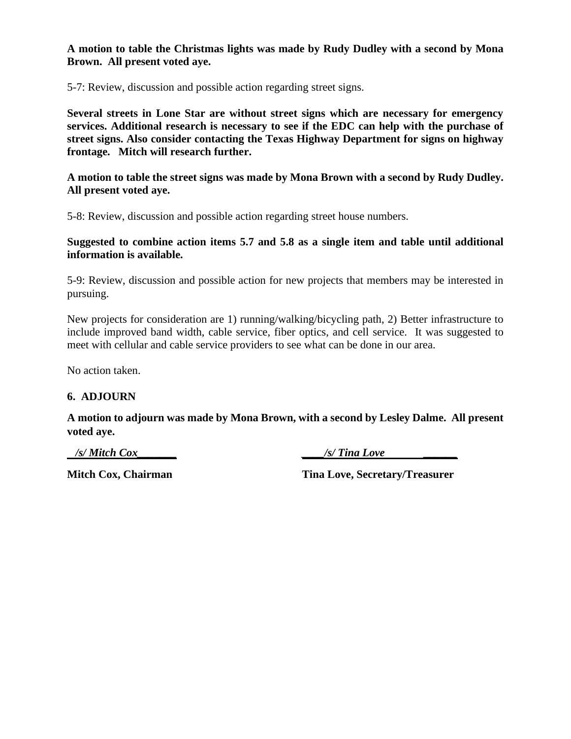**A motion to table the Christmas lights was made by Rudy Dudley with a second by Mona Brown. All present voted aye.**

5-7: Review, discussion and possible action regarding street signs.

**Several streets in Lone Star are without street signs which are necessary for emergency services. Additional research is necessary to see if the EDC can help with the purchase of street signs. Also consider contacting the Texas Highway Department for signs on highway frontage. Mitch will research further.**

**A motion to table the street signs was made by Mona Brown with a second by Rudy Dudley. All present voted aye.**

5-8: Review, discussion and possible action regarding street house numbers.

**Suggested to combine action items 5.7 and 5.8 as a single item and table until additional information is available.**

5-9: Review, discussion and possible action for new projects that members may be interested in pursuing.

New projects for consideration are 1) running/walking/bicycling path, 2) Better infrastructure to include improved band width, cable service, fiber optics, and cell service. It was suggested to meet with cellular and cable service providers to see what can be done in our area.

No action taken.

**6. ADJOURN**

**A motion to adjourn was made by Mona Brown, with a second by Lesley Dalme. All present voted aye.**

***/s/ Mitch Cox***

**Mitch Cox, Chairman**

***/s/ Tina Love***

**Tina Love, Secretary/Treasurer**